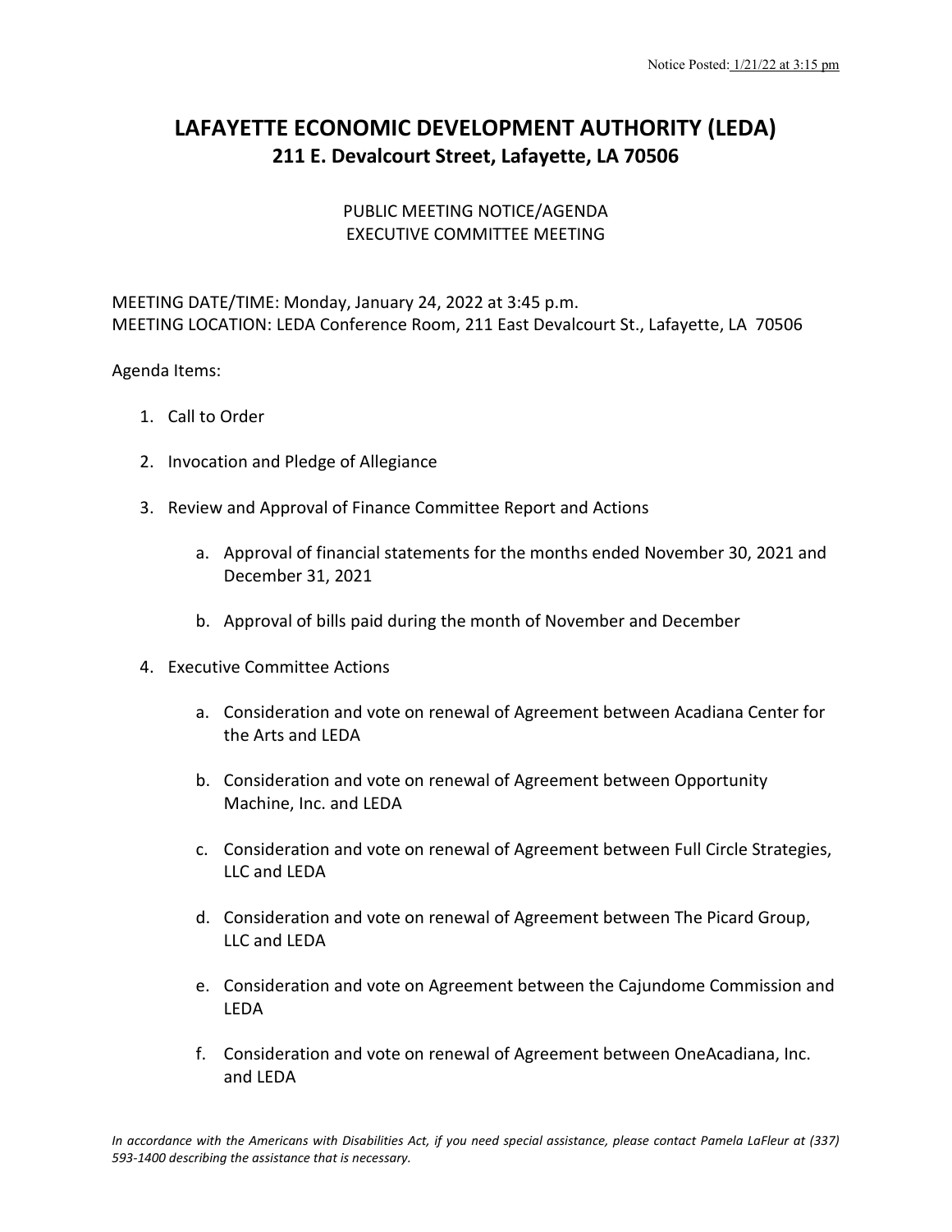Notice Posted: 1/21/22 at 3:15 pm

# LAFAYETTE ECONOMIC DEVELOPMENT AUTHORITY (LEDA)
## 211 E. Devalcourt Street, Lafayette, LA 70506

PUBLIC MEETING NOTICE/AGENDA
EXECUTIVE COMMITTEE MEETING

MEETING DATE/TIME: Monday, January 24, 2022 at 3:45 p.m.
MEETING LOCATION: LEDA Conference Room, 211 East Devalcourt St., Lafayette, LA 70506

Agenda Items:

1. Call to Order

2. Invocation and Pledge of Allegiance

3. Review and Approval of Finance Committee Report and Actions

   a. Approval of financial statements for the months ended November 30, 2021 and December 31, 2021

   b. Approval of bills paid during the month of November and December

4. Executive Committee Actions

   a. Consideration and vote on renewal of Agreement between Acadiana Center for the Arts and LEDA

   b. Consideration and vote on renewal of Agreement between Opportunity Machine, Inc. and LEDA

   c. Consideration and vote on renewal of Agreement between Full Circle Strategies, LLC and LEDA

   d. Consideration and vote on renewal of Agreement between The Picard Group, LLC and LEDA

   e. Consideration and vote on Agreement between the Cajundome Commission and LEDA

   f. Consideration and vote on renewal of Agreement between OneAcadiana, Inc. and LEDA

*In accordance with the Americans with Disabilities Act, if you need special assistance, please contact Pamela LaFleur at (337) 593-1400 describing the assistance that is necessary.*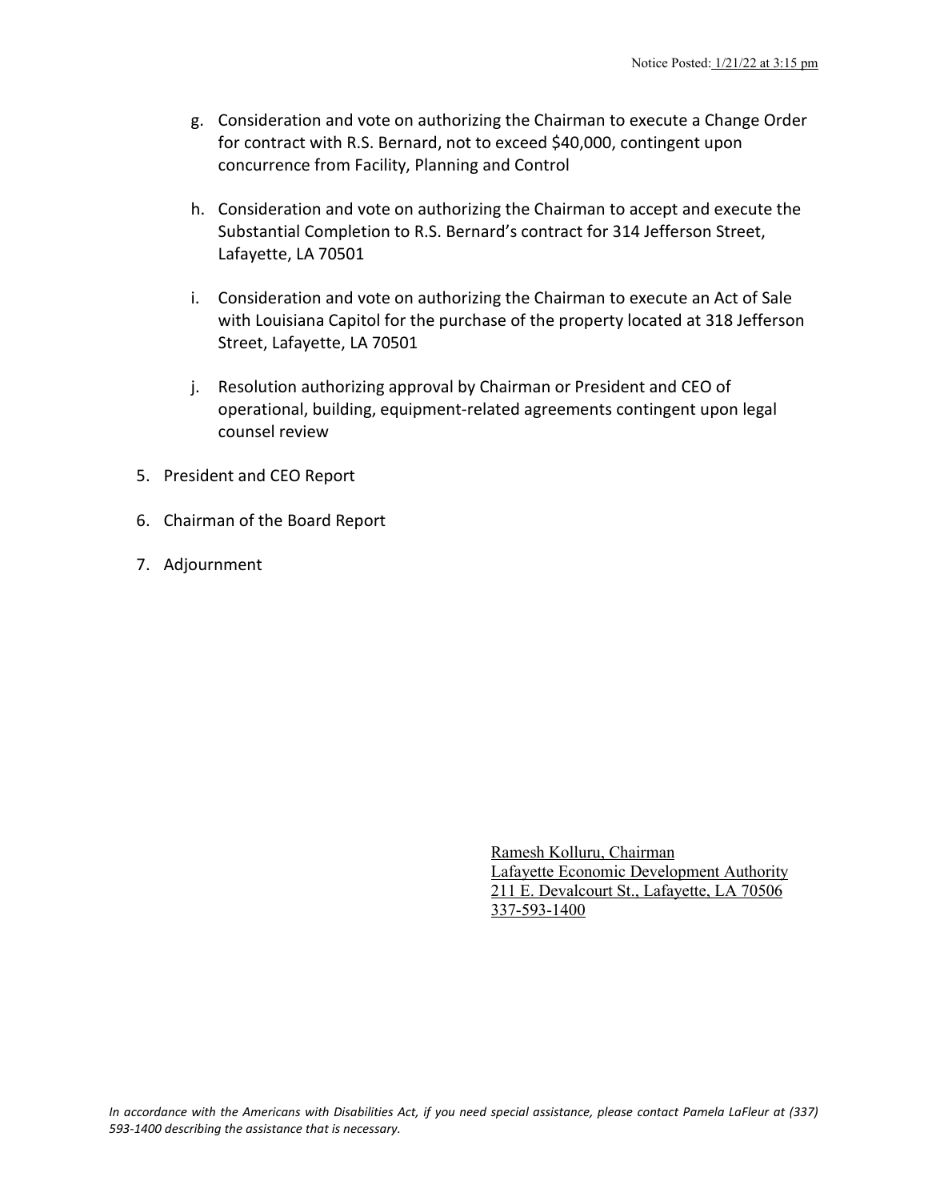Notice Posted: 1/21/22 at 3:15 pm

g. Consideration and vote on authorizing the Chairman to execute a Change Order for contract with R.S. Bernard, not to exceed $40,000, contingent upon concurrence from Facility, Planning and Control

h. Consideration and vote on authorizing the Chairman to accept and execute the Substantial Completion to R.S. Bernard's contract for 314 Jefferson Street, Lafayette, LA 70501

i. Consideration and vote on authorizing the Chairman to execute an Act of Sale with Louisiana Capitol for the purchase of the property located at 318 Jefferson Street, Lafayette, LA 70501

j. Resolution authorizing approval by Chairman or President and CEO of operational, building, equipment-related agreements contingent upon legal counsel review

5. President and CEO Report
6. Chairman of the Board Report
7. Adjournment

Ramesh Kolluru, Chairman
Lafayette Economic Development Authority
211 E. Devalcourt St., Lafayette, LA 70506
337-593-1400

*In accordance with the Americans with Disabilities Act, if you need special assistance, please contact Pamela LaFleur at (337) 593-1400 describing the assistance that is necessary.*